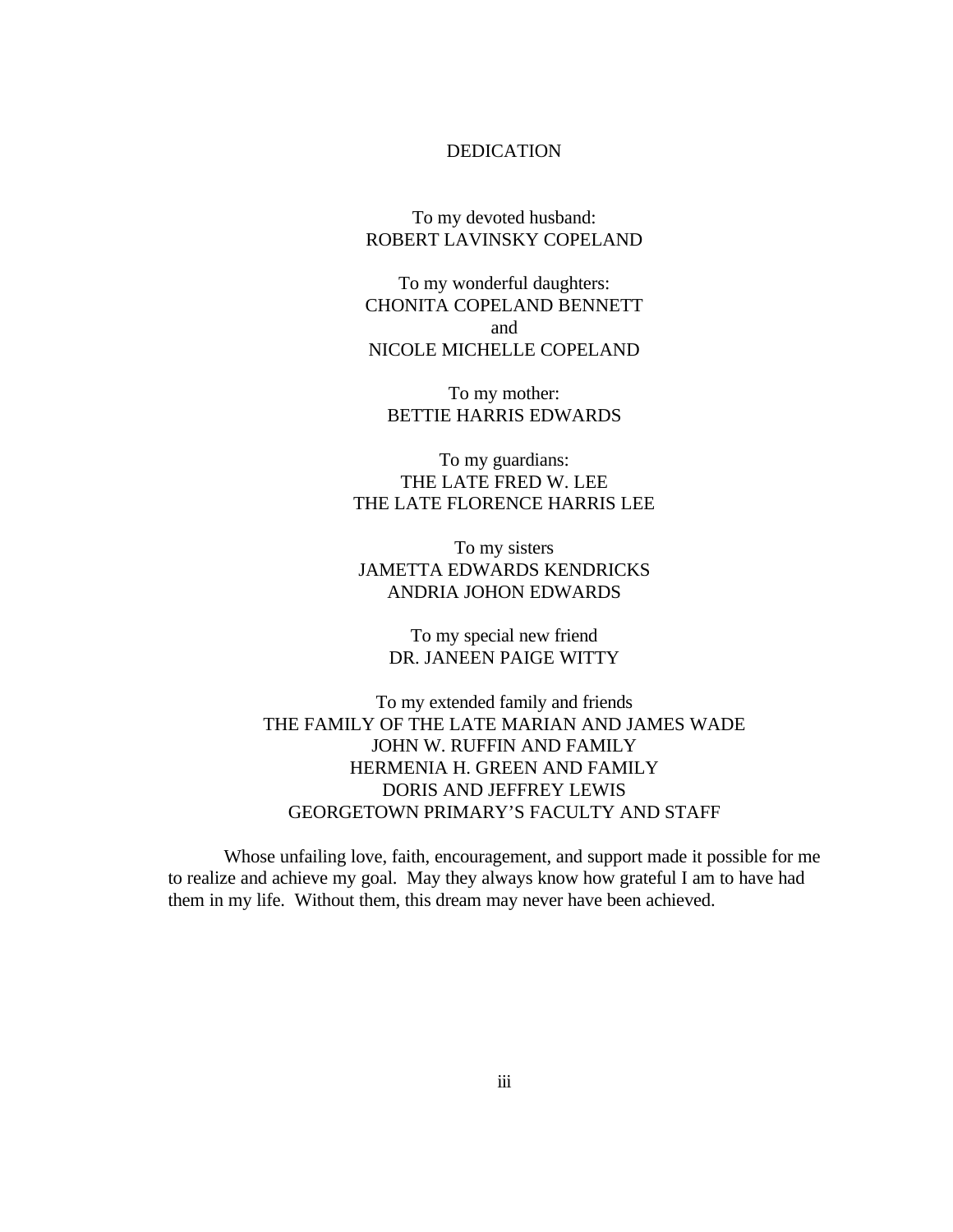# DEDICATION

To my devoted husband:
ROBERT LAVINSKY COPELAND

To my wonderful daughters:
CHONITA COPELAND BENNETT
and
NICOLE MICHELLE COPELAND

To my mother:
BETTIE HARRIS EDWARDS

To my guardians:
THE LATE FRED W. LEE
THE LATE FLORENCE HARRIS LEE

To my sisters
JAMETTA EDWARDS KENDRICKS
ANDRIA JOHON EDWARDS

To my special new friend
DR. JANEEN PAIGE WITTY

To my extended family and friends
THE FAMILY OF THE LATE MARIAN AND JAMES WADE
JOHN W. RUFFIN AND FAMILY
HERMENIA H. GREEN AND FAMILY
DORIS AND JEFFREY LEWIS
GEORGETOWN PRIMARY'S FACULTY AND STAFF

Whose unfailing love, faith, encouragement, and support made it possible for me to realize and achieve my goal. May they always know how grateful I am to have had them in my life. Without them, this dream may never have been achieved.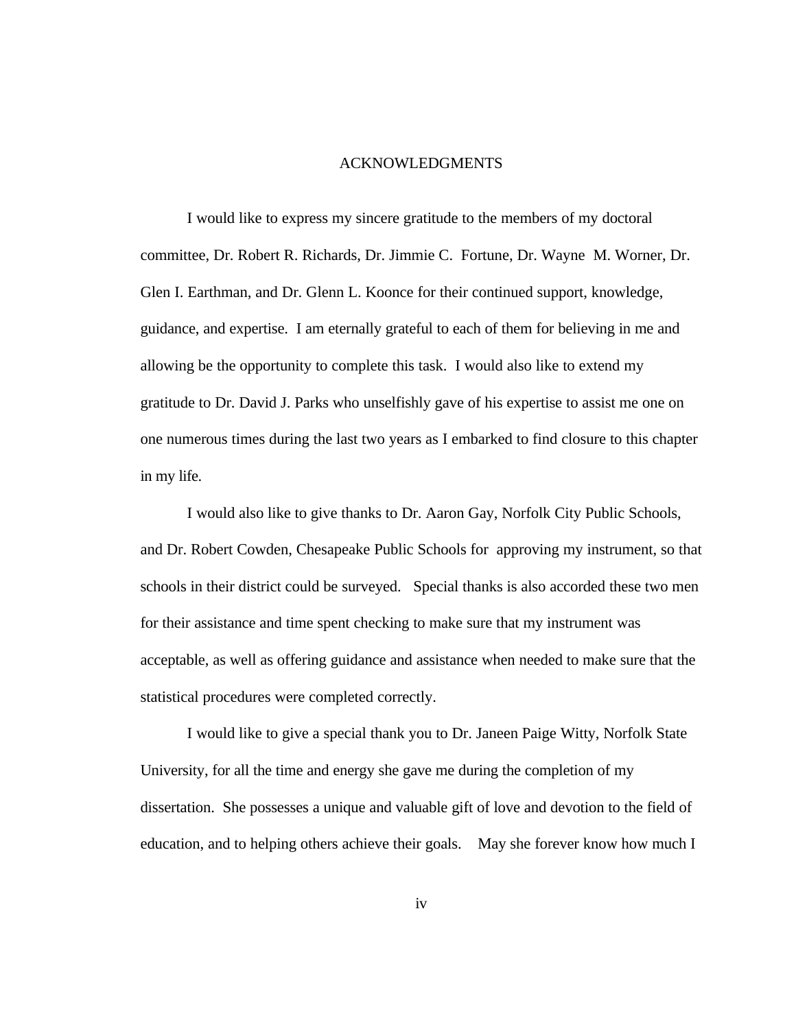# ACKNOWLEDGMENTS

I would like to express my sincere gratitude to the members of my doctoral committee, Dr. Robert R. Richards, Dr. Jimmie C. Fortune, Dr. Wayne M. Worner, Dr. Glen I. Earthman, and Dr. Glenn L. Koonce for their continued support, knowledge, guidance, and expertise. I am eternally grateful to each of them for believing in me and allowing be the opportunity to complete this task. I would also like to extend my gratitude to Dr. David J. Parks who unselfishly gave of his expertise to assist me one on one numerous times during the last two years as I embarked to find closure to this chapter in my life.

I would also like to give thanks to Dr. Aaron Gay, Norfolk City Public Schools, and Dr. Robert Cowden, Chesapeake Public Schools for approving my instrument, so that schools in their district could be surveyed. Special thanks is also accorded these two men for their assistance and time spent checking to make sure that my instrument was acceptable, as well as offering guidance and assistance when needed to make sure that the statistical procedures were completed correctly.

I would like to give a special thank you to Dr. Janeen Paige Witty, Norfolk State University, for all the time and energy she gave me during the completion of my dissertation. She possesses a unique and valuable gift of love and devotion to the field of education, and to helping others achieve their goals. May she forever know how much I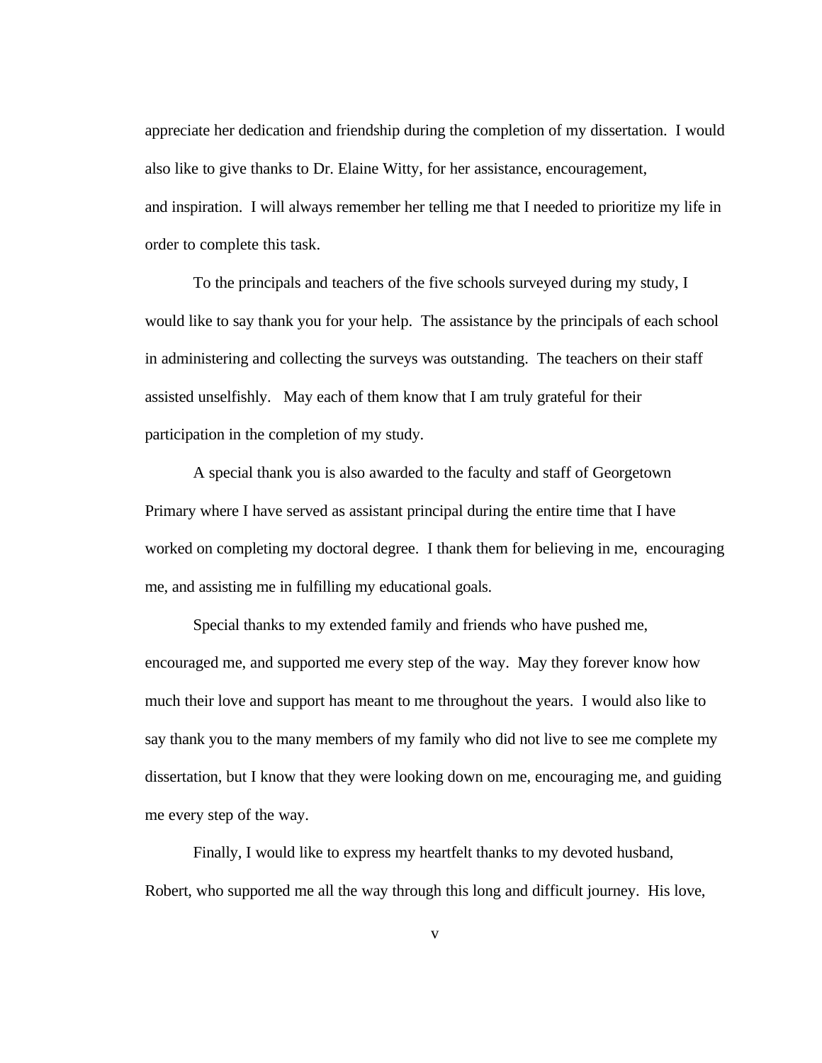appreciate her dedication and friendship during the completion of my dissertation. I would also like to give thanks to Dr. Elaine Witty, for her assistance, encouragement, and inspiration. I will always remember her telling me that I needed to prioritize my life in order to complete this task.

To the principals and teachers of the five schools surveyed during my study, I would like to say thank you for your help. The assistance by the principals of each school in administering and collecting the surveys was outstanding. The teachers on their staff assisted unselfishly. May each of them know that I am truly grateful for their participation in the completion of my study.

A special thank you is also awarded to the faculty and staff of Georgetown Primary where I have served as assistant principal during the entire time that I have worked on completing my doctoral degree. I thank them for believing in me, encouraging me, and assisting me in fulfilling my educational goals.

Special thanks to my extended family and friends who have pushed me, encouraged me, and supported me every step of the way. May they forever know how much their love and support has meant to me throughout the years. I would also like to say thank you to the many members of my family who did not live to see me complete my dissertation, but I know that they were looking down on me, encouraging me, and guiding me every step of the way.

Finally, I would like to express my heartfelt thanks to my devoted husband, Robert, who supported me all the way through this long and difficult journey. His love,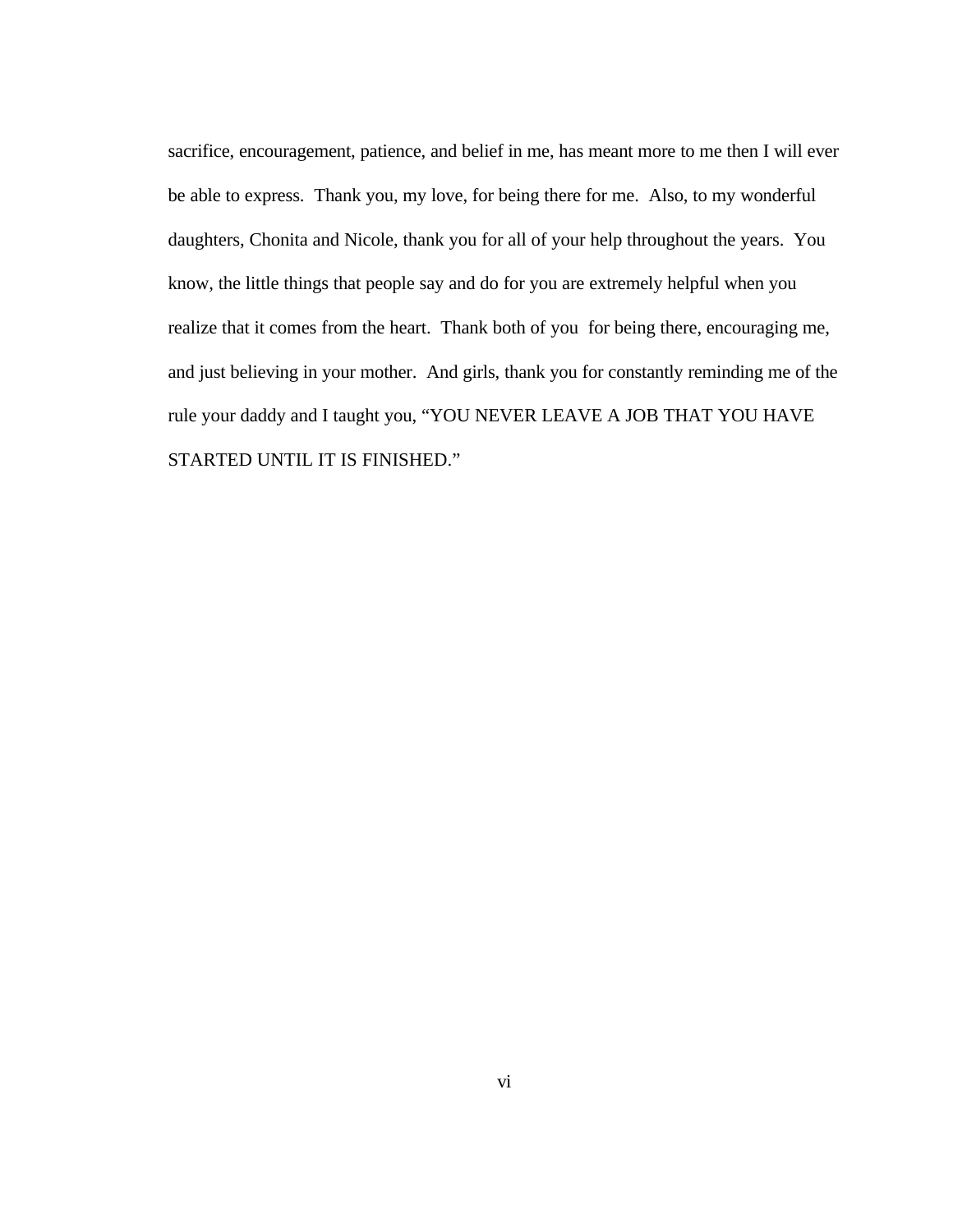sacrifice, encouragement, patience, and belief in me, has meant more to me then I will ever be able to express. Thank you, my love, for being there for me. Also, to my wonderful daughters, Chonita and Nicole, thank you for all of your help throughout the years. You know, the little things that people say and do for you are extremely helpful when you realize that it comes from the heart. Thank both of you for being there, encouraging me, and just believing in your mother. And girls, thank you for constantly reminding me of the rule your daddy and I taught you, "YOU NEVER LEAVE A JOB THAT YOU HAVE STARTED UNTIL IT IS FINISHED."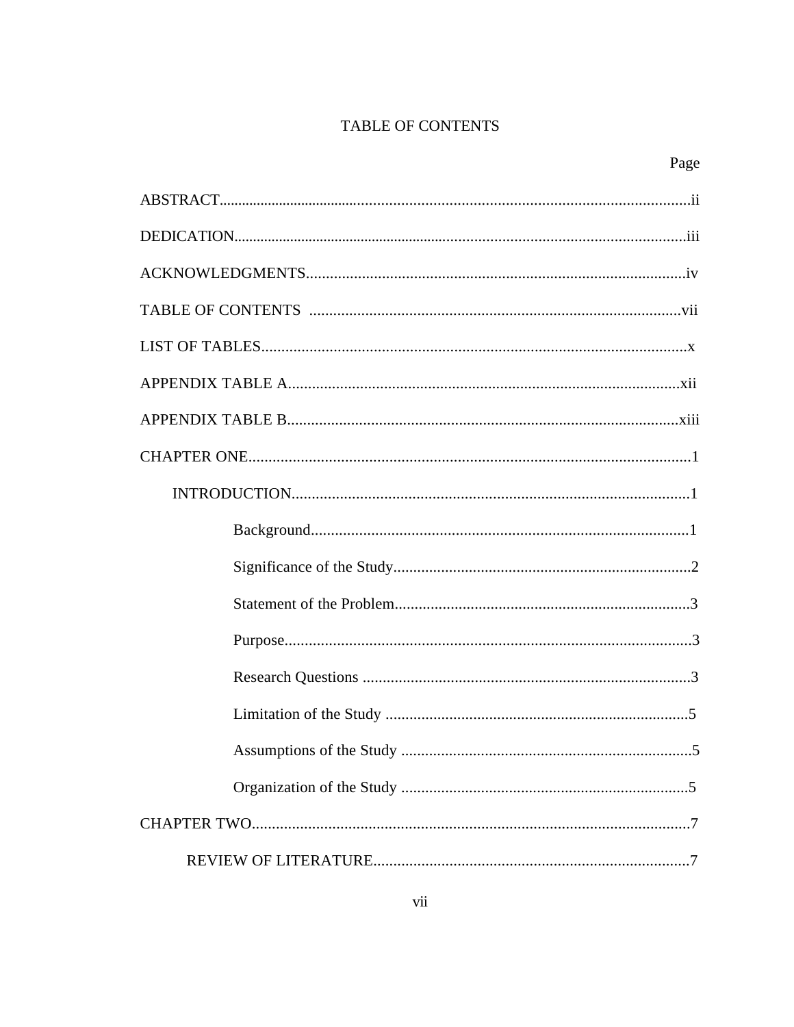# TABLE OF CONTENTS

Page

ABSTRACT........................................................................................................................ii

DEDICATION...................................................................................................................iii

ACKNOWLEDGMENTS...............................................................................................iv

TABLE OF CONTENTS .............................................................................................vii

LIST OF TABLES..........................................................................................................x

APPENDIX TABLE A...................................................................................................xii

APPENDIX TABLE B...................................................................................................xiii

CHAPTER ONE..............................................................................................................1

    INTRODUCTION...................................................................................................1

        Background..............................................................................................1

        Significance of the Study..........................................................................2

        Statement of the Problem..........................................................................3

        Purpose.....................................................................................................3

        Research Questions ..................................................................................3

        Limitation of the Study ............................................................................5

        Assumptions of the Study .........................................................................5

        Organization of the Study ........................................................................5

CHAPTER TWO.............................................................................................................7

    REVIEW OF LITERATURE...............................................................................7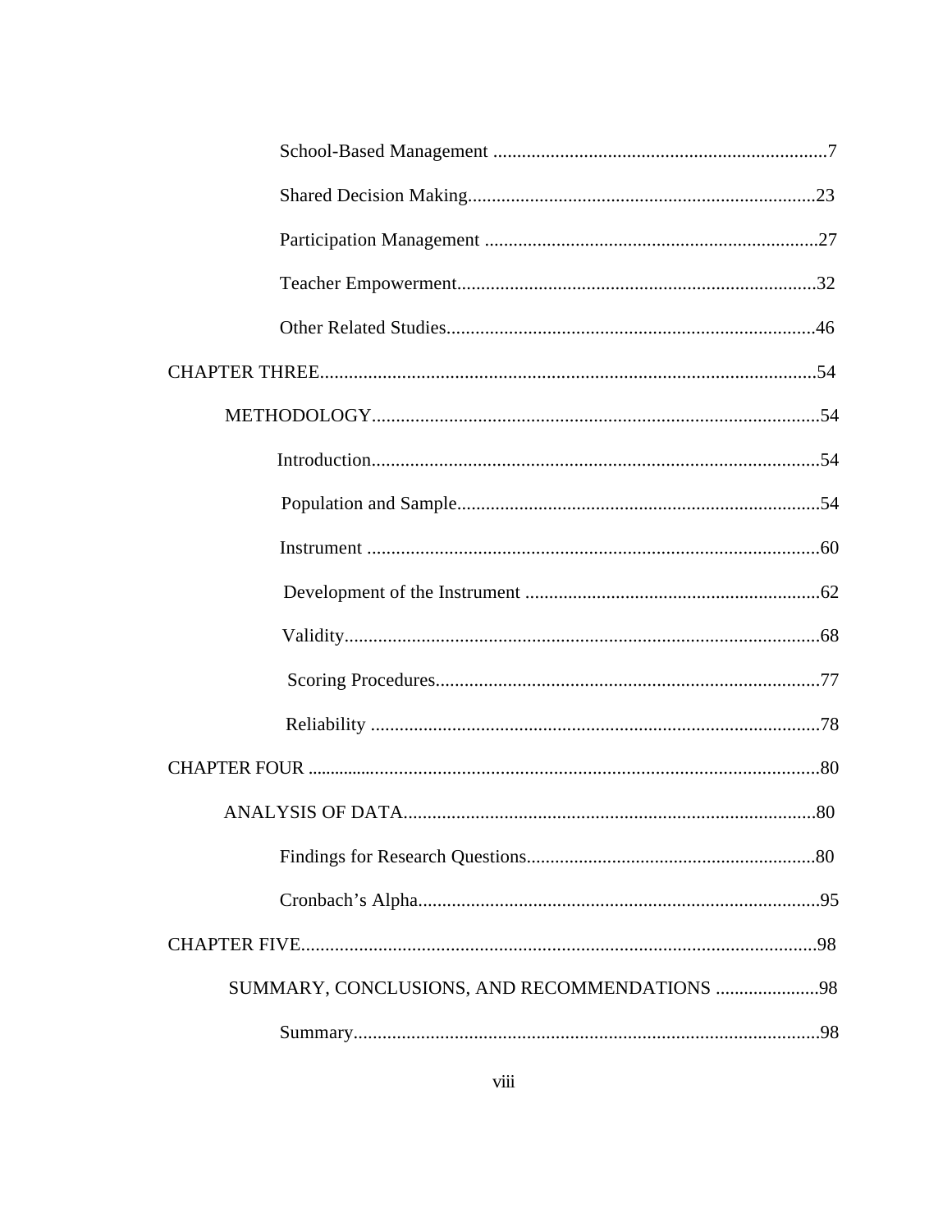School-Based Management .....................................................................7

Shared Decision Making........................................................................23

Participation Management .....................................................................27

Teacher Empowerment..........................................................................32

Other Related Studies............................................................................46

CHAPTER THREE......................................................................................................54

METHODOLOGY............................................................................................54

Introduction............................................................................................54

Population and Sample...........................................................................54

Instrument .............................................................................................60

Development of the Instrument .............................................................62

Validity..................................................................................................68

Scoring Procedures...............................................................................77

Reliability ............................................................................................78

CHAPTER FOUR .........................................................................................................80

ANALYSIS OF DATA.....................................................................................80

Findings for Research Questions............................................................80

Cronbach's Alpha...................................................................................95

CHAPTER FIVE..........................................................................................................98

SUMMARY, CONCLUSIONS, AND RECOMMENDATIONS ......................98

Summary................................................................................................98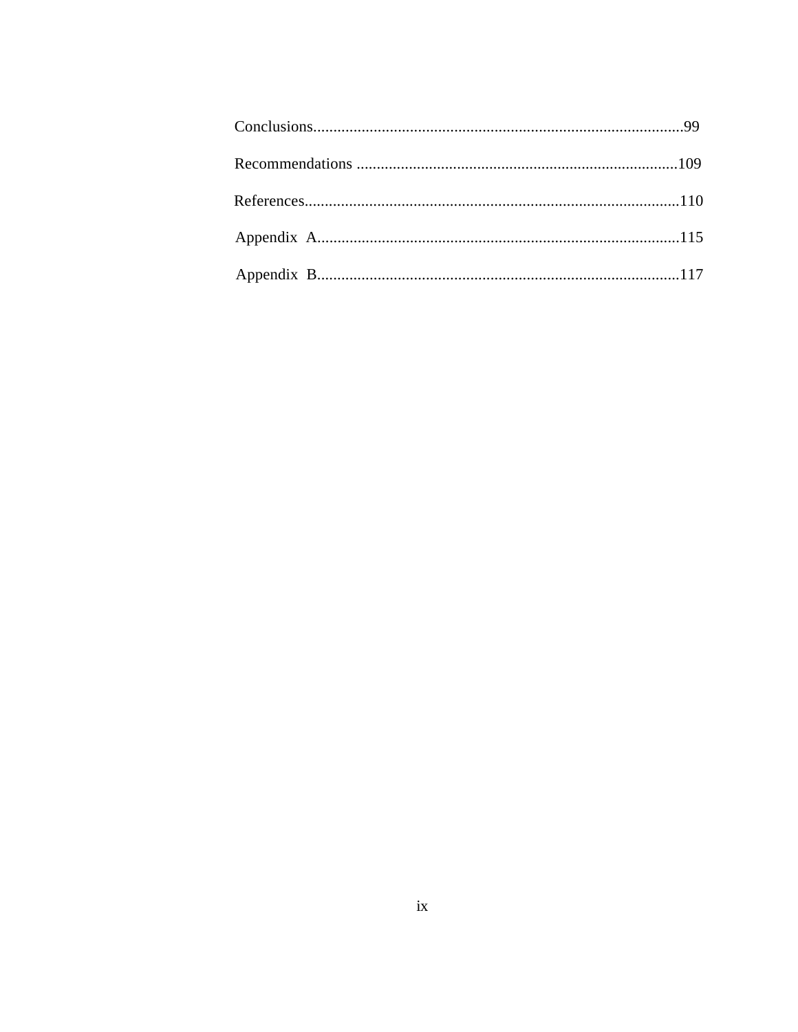Conclusions........................................................................................99

Recommendations ..............................................................................109

References...........................................................................................110

Appendix A........................................................................................115

Appendix B........................................................................................117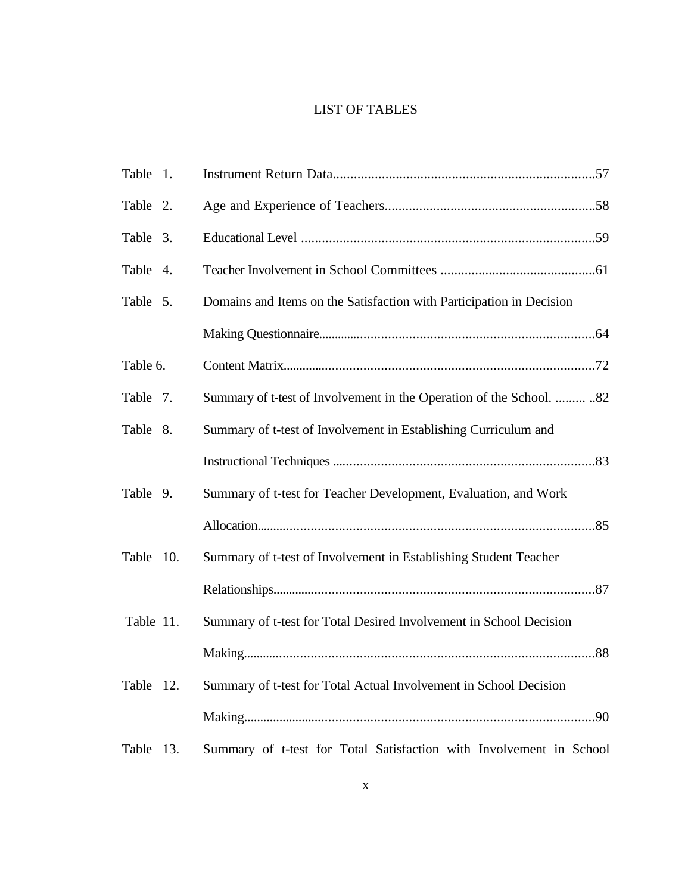# LIST OF TABLES

Table 1. Instrument Return Data...........................................................................57

Table 2. Age and Experience of Teachers............................................................58

Table 3. Educational Level ....................................................................................59

Table 4. Teacher Involvement in School Committees ............................................61

Table 5. Domains and Items on the Satisfaction with Participation in Decision Making Questionnaire................................................................................64

Table 6. Content Matrix..........................................................................................72

Table 7. Summary of t-test of Involvement in the Operation of the School. ......... ..82

Table 8. Summary of t-test of Involvement in Establishing Curriculum and Instructional Techniques ..........................................................................83

Table 9. Summary of t-test for Teacher Development, Evaluation, and Work Allocation................................................................................................85

Table 10. Summary of t-test of Involvement in Establishing Student Teacher Relationships...........................................................................................87

Table 11. Summary of t-test for Total Desired Involvement in School Decision Making......................................................................................................88

Table 12. Summary of t-test for Total Actual Involvement in School Decision Making......................................................................................................90

Table 13. Summary of t-test for Total Satisfaction with Involvement in School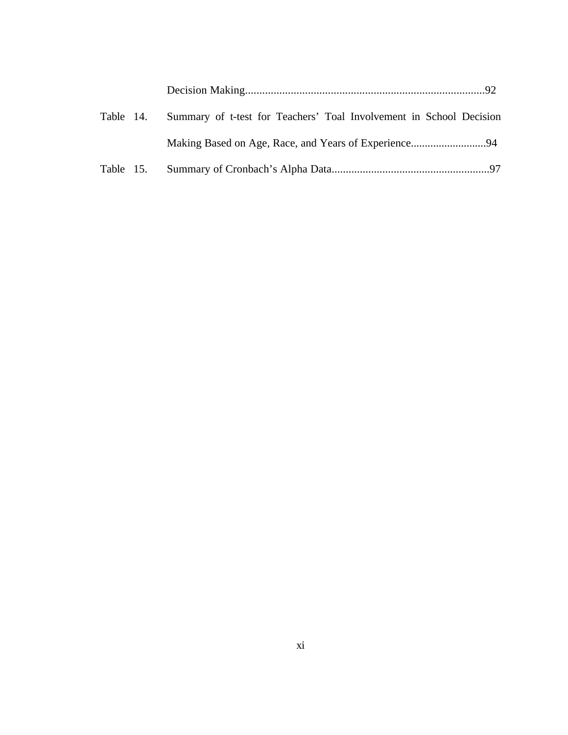Decision Making....................................................................................92

Table 14. Summary of t-test for Teachers' Toal Involvement in School Decision Making Based on Age, Race, and Years of Experience...........................94

Table 15. Summary of Cronbach's Alpha Data........................................................97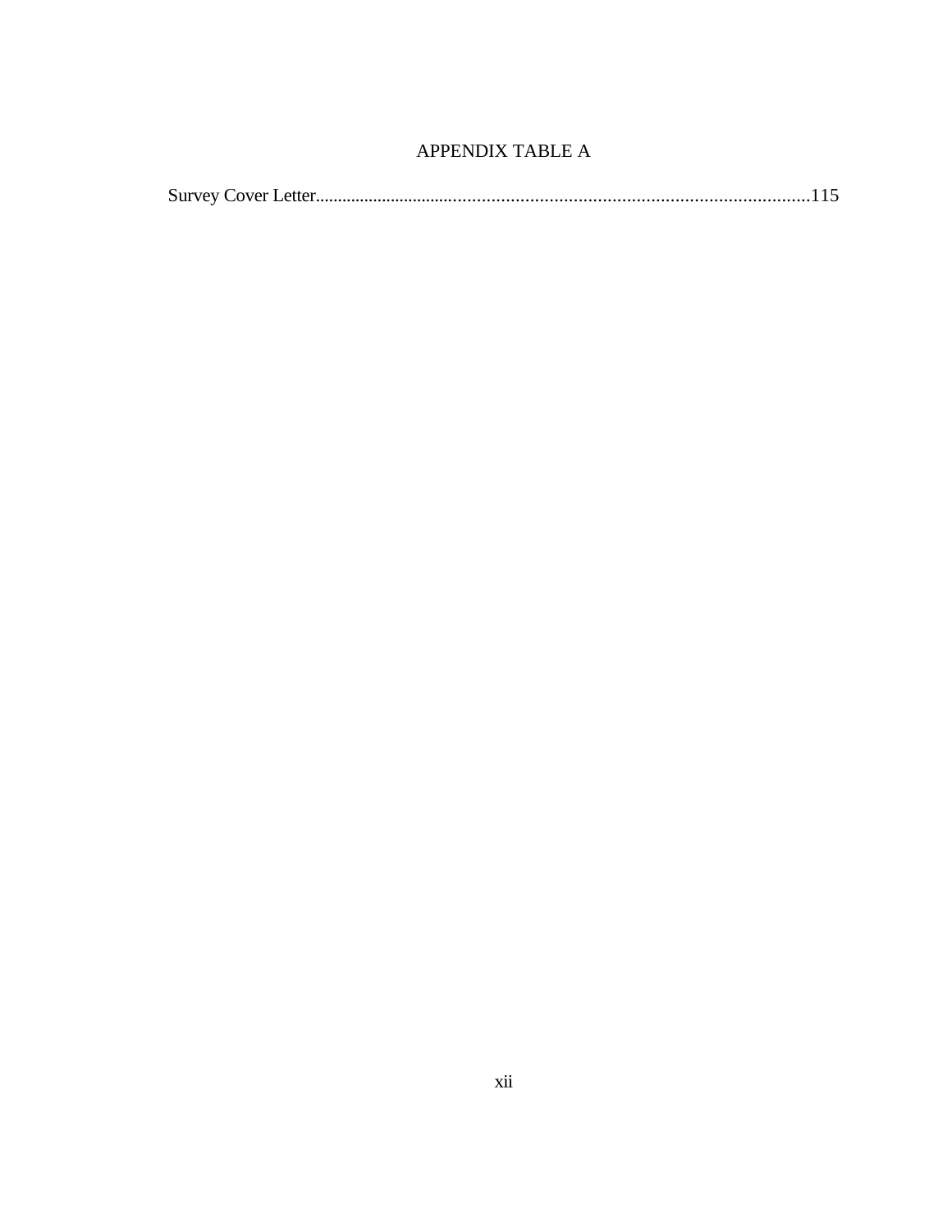## APPENDIX TABLE A

Survey Cover Letter.........................................................................................................115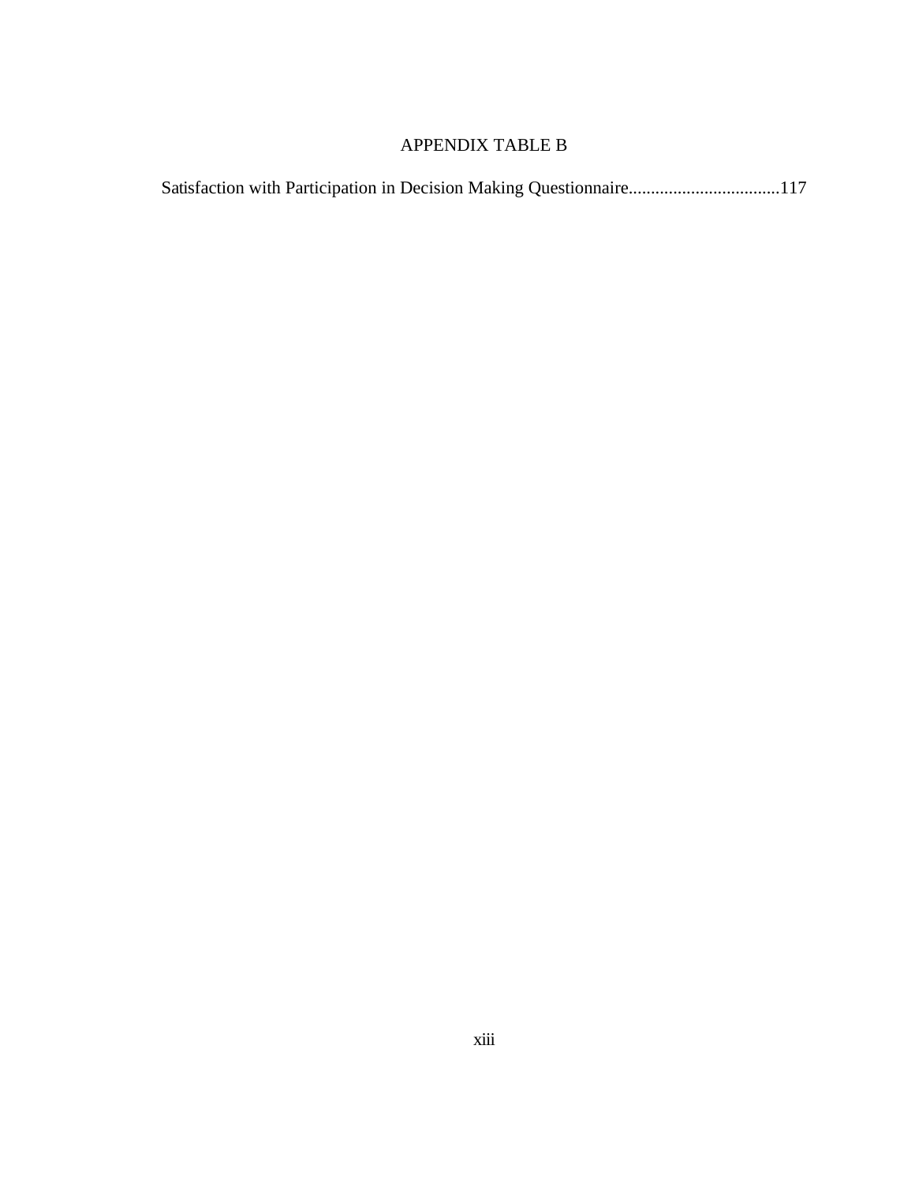# APPENDIX TABLE B

Satisfaction with Participation in Decision Making Questionnaire..................................117